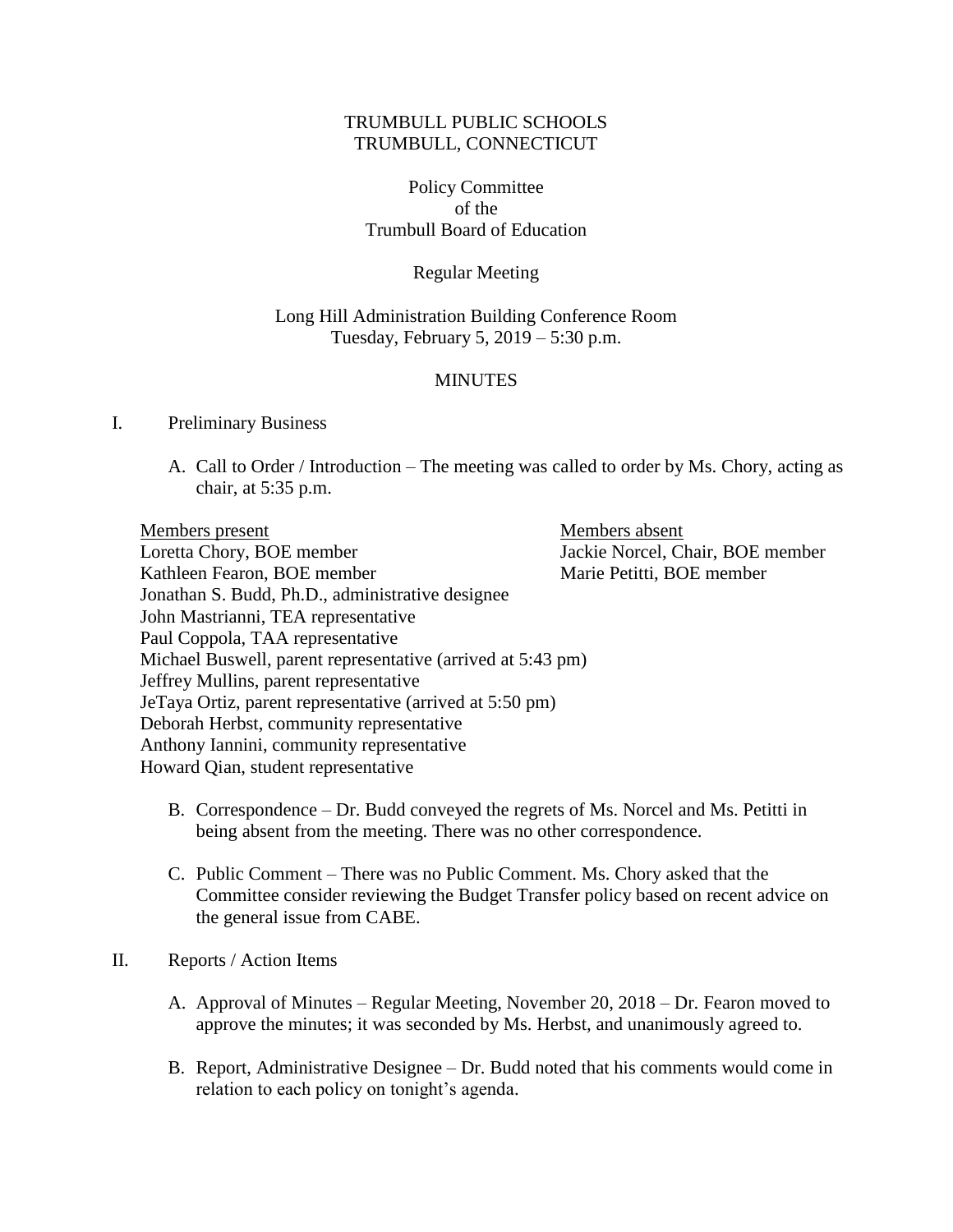TRUMBULL PUBLIC SCHOOLS
TRUMBULL, CONNECTICUT

Policy Committee
of the
Trumbull Board of Education

Regular Meeting

Long Hill Administration Building Conference Room
Tuesday, February 5, 2019 – 5:30 p.m.

MINUTES

I. Preliminary Business

A. Call to Order / Introduction – The meeting was called to order by Ms. Chory, acting as chair, at 5:35 p.m.

| Members present | Members absent |
|---|---|
| Loretta Chory, BOE member | Jackie Norcel, Chair, BOE member |
| Kathleen Fearon, BOE member | Marie Petitti, BOE member |
| Jonathan S. Budd, Ph.D., administrative designee | |
| John Mastrianni, TEA representative | |
| Paul Coppola, TAA representative | |
| Michael Buswell, parent representative (arrived at 5:43 pm) | |
| Jeffrey Mullins, parent representative | |
| JeTaya Ortiz, parent representative (arrived at 5:50 pm) | |
| Deborah Herbst, community representative | |
| Anthony Iannini, community representative | |
| Howard Qian, student representative | |

B. Correspondence – Dr. Budd conveyed the regrets of Ms. Norcel and Ms. Petitti in being absent from the meeting. There was no other correspondence.

C. Public Comment – There was no Public Comment. Ms. Chory asked that the Committee consider reviewing the Budget Transfer policy based on recent advice on the general issue from CABE.

II. Reports / Action Items

A. Approval of Minutes – Regular Meeting, November 20, 2018 – Dr. Fearon moved to approve the minutes; it was seconded by Ms. Herbst, and unanimously agreed to.

B. Report, Administrative Designee – Dr. Budd noted that his comments would come in relation to each policy on tonight's agenda.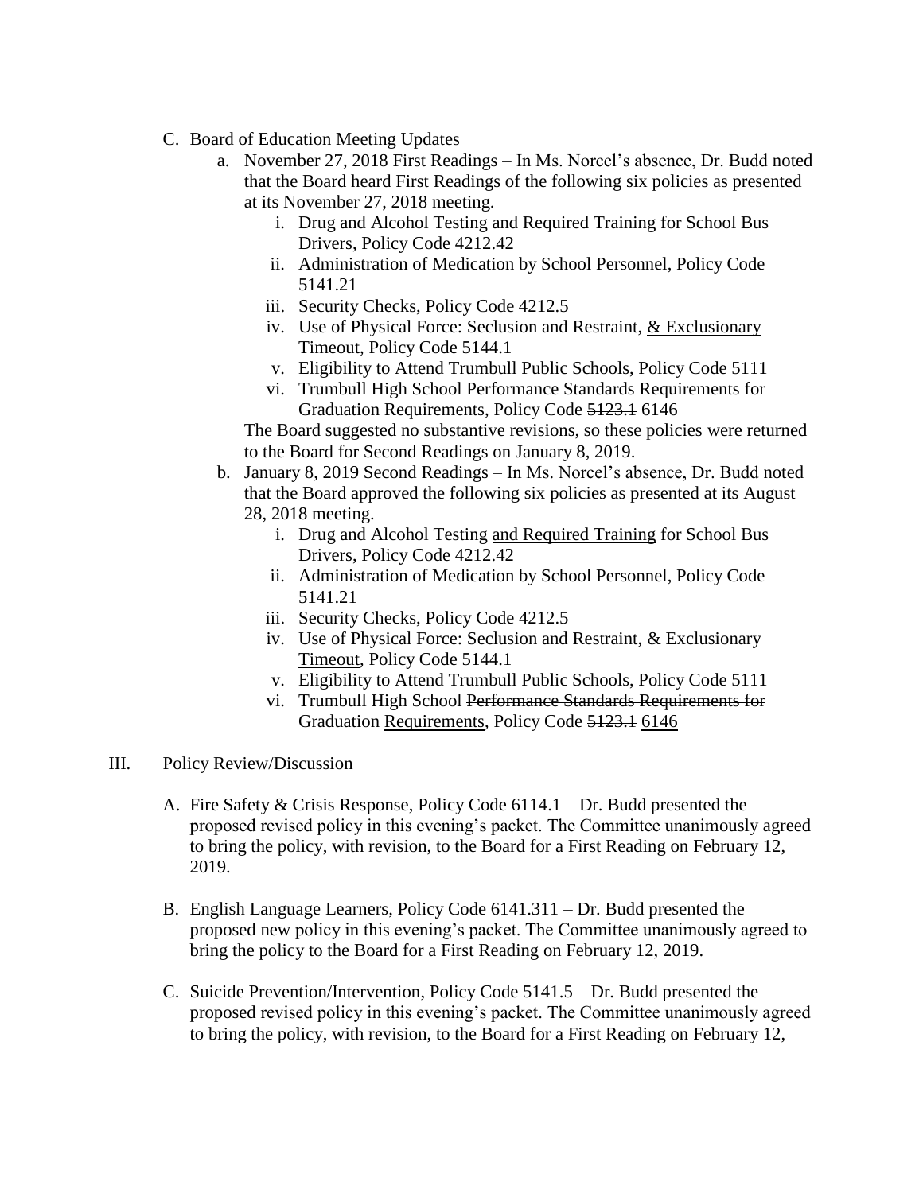C. Board of Education Meeting Updates

   a. November 27, 2018 First Readings – In Ms. Norcel's absence, Dr. Budd noted that the Board heard First Readings of the following six policies as presented at its November 27, 2018 meeting.

      i. Drug and Alcohol Testing <u>and Required Training</u> for School Bus Drivers, Policy Code 4212.42
      ii. Administration of Medication by School Personnel, Policy Code 5141.21
      iii. Security Checks, Policy Code 4212.5
      iv. Use of Physical Force: Seclusion and Restraint, <u>& Exclusionary Timeout</u>, Policy Code 5144.1
      v. Eligibility to Attend Trumbull Public Schools, Policy Code 5111
      vi. Trumbull High School ~~Performance Standards Requirements for~~ Graduation <u>Requirements</u>, Policy Code ~~5123.1~~ <u>6146</u>

      The Board suggested no substantive revisions, so these policies were returned to the Board for Second Readings on January 8, 2019.

   b. January 8, 2019 Second Readings – In Ms. Norcel's absence, Dr. Budd noted that the Board approved the following six policies as presented at its August 28, 2018 meeting.

      i. Drug and Alcohol Testing <u>and Required Training</u> for School Bus Drivers, Policy Code 4212.42
      ii. Administration of Medication by School Personnel, Policy Code 5141.21
      iii. Security Checks, Policy Code 4212.5
      iv. Use of Physical Force: Seclusion and Restraint, <u>& Exclusionary Timeout</u>, Policy Code 5144.1
      v. Eligibility to Attend Trumbull Public Schools, Policy Code 5111
      vi. Trumbull High School ~~Performance Standards Requirements for~~ Graduation <u>Requirements</u>, Policy Code ~~5123.1~~ <u>6146</u>

III. Policy Review/Discussion

   A. Fire Safety & Crisis Response, Policy Code 6114.1 – Dr. Budd presented the proposed revised policy in this evening's packet. The Committee unanimously agreed to bring the policy, with revision, to the Board for a First Reading on February 12, 2019.

   B. English Language Learners, Policy Code 6141.311 – Dr. Budd presented the proposed new policy in this evening's packet. The Committee unanimously agreed to bring the policy to the Board for a First Reading on February 12, 2019.

   C. Suicide Prevention/Intervention, Policy Code 5141.5 – Dr. Budd presented the proposed revised policy in this evening's packet. The Committee unanimously agreed to bring the policy, with revision, to the Board for a First Reading on February 12,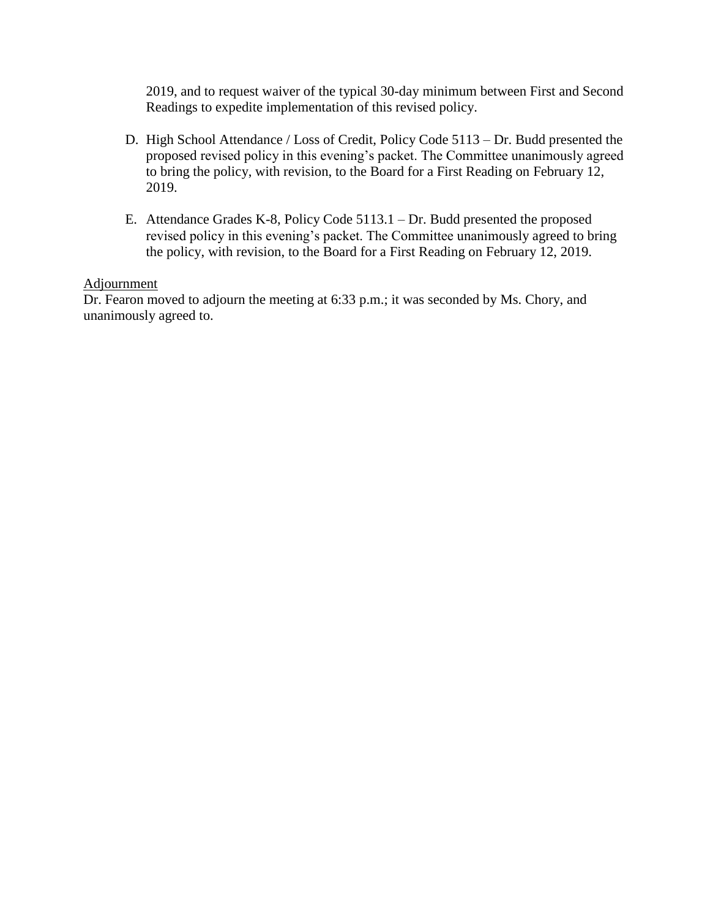2019, and to request waiver of the typical 30-day minimum between First and Second Readings to expedite implementation of this revised policy.

D. High School Attendance / Loss of Credit, Policy Code 5113 – Dr. Budd presented the proposed revised policy in this evening's packet. The Committee unanimously agreed to bring the policy, with revision, to the Board for a First Reading on February 12, 2019.

E. Attendance Grades K-8, Policy Code 5113.1 – Dr. Budd presented the proposed revised policy in this evening's packet. The Committee unanimously agreed to bring the policy, with revision, to the Board for a First Reading on February 12, 2019.

Adjournment

Dr. Fearon moved to adjourn the meeting at 6:33 p.m.; it was seconded by Ms. Chory, and unanimously agreed to.